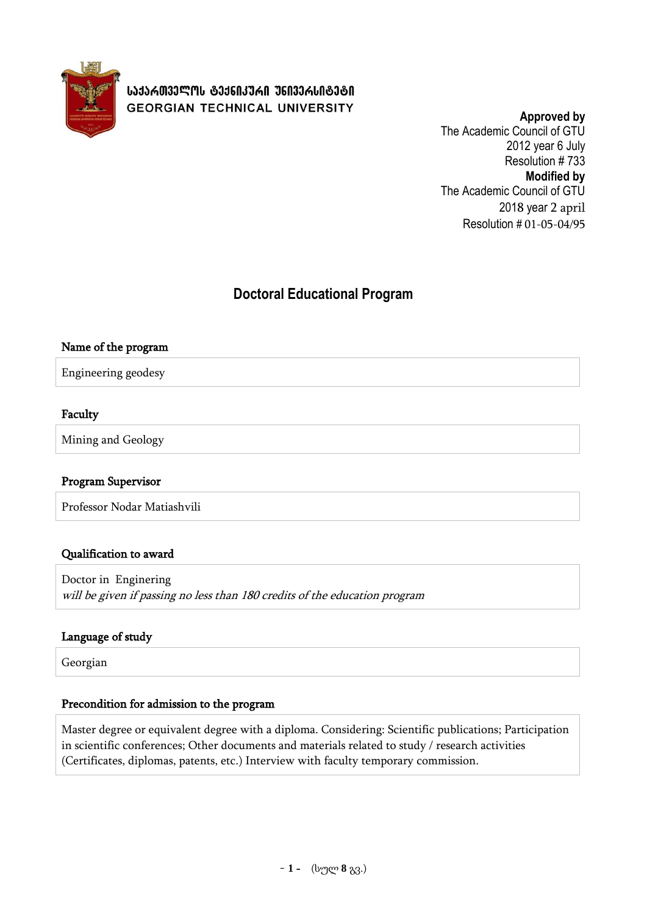საქართველოს ტექნიკური უნივერსიტეტი
GEORGIAN TECHNICAL UNIVERSITY

**Approved by**
The Academic Council of GTU
2012 year 6 July
Resolution # 733
**Modified by**
The Academic Council of GTU
2018 year 2 april
Resolution # 01-05-04/95

# Doctoral Educational Program

### Name of the program

Engineering geodesy

### Faculty

Mining and Geology

### Program Supervisor

Professor Nodar Matiashvili

### Qualification to award

Doctor in Enginering
*will be given if passing no less than 180 credits of the education program*

### Language of study

Georgian

### Precondition for admission to the program

Master degree or equivalent degree with a diploma. Considering: Scientific publications; Participation in scientific conferences; Other documents and materials related to study / research activities (Certificates, diplomas, patents, etc.) Interview with faculty temporary commission.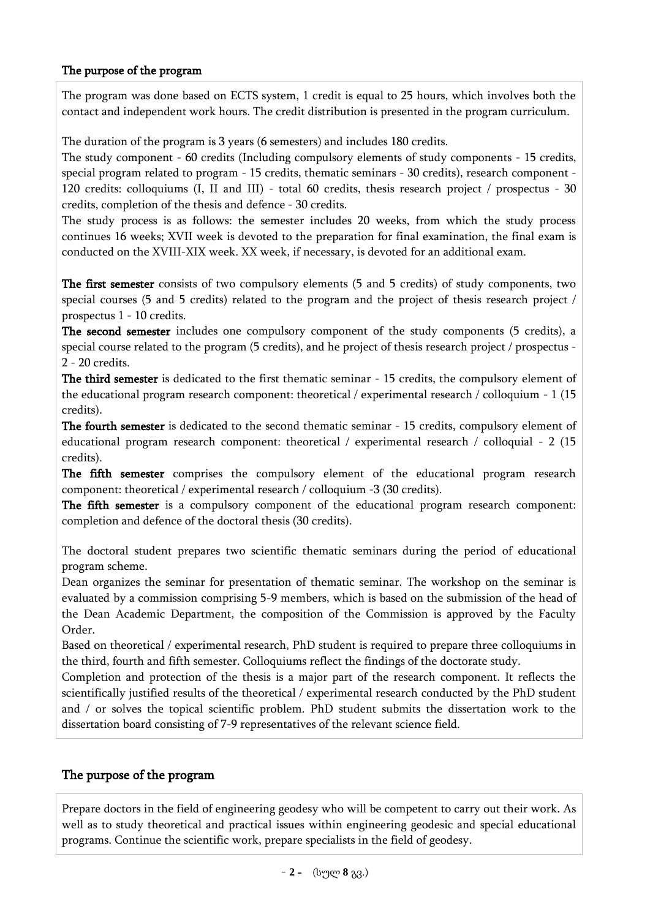## The purpose of the program

The program was done based on ECTS system, 1 credit is equal to 25 hours, which involves both the contact and independent work hours. The credit distribution is presented in the program curriculum.

The duration of the program is 3 years (6 semesters) and includes 180 credits.
The study component - 60 credits (Including compulsory elements of study components - 15 credits, special program related to program - 15 credits, thematic seminars - 30 credits), research component - 120 credits: colloquiums (I, II and III) - total 60 credits, thesis research project / prospectus - 30 credits, completion of the thesis and defence - 30 credits.
The study process is as follows: the semester includes 20 weeks, from which the study process continues 16 weeks; XVII week is devoted to the preparation for final examination, the final exam is conducted on the XVIII-XIX week. XX week, if necessary, is devoted for an additional exam.

**The first semester** consists of two compulsory elements (5 and 5 credits) of study components, two special courses (5 and 5 credits) related to the program and the project of thesis research project / prospectus 1 - 10 credits.
**The second semester** includes one compulsory component of the study components (5 credits), a special course related to the program (5 credits), and he project of thesis research project / prospectus - 2 - 20 credits.
**The third semester** is dedicated to the first thematic seminar - 15 credits, the compulsory element of the educational program research component: theoretical / experimental research / colloquium - 1 (15 credits).
**The fourth semester** is dedicated to the second thematic seminar - 15 credits, compulsory element of educational program research component: theoretical / experimental research / colloquial - 2 (15 credits).
**The fifth semester** comprises the compulsory element of the educational program research component: theoretical / experimental research / colloquium -3 (30 credits).
**The fifth semester** is a compulsory component of the educational program research component: completion and defence of the doctoral thesis (30 credits).

The doctoral student prepares two scientific thematic seminars during the period of educational program scheme.
Dean organizes the seminar for presentation of thematic seminar. The workshop on the seminar is evaluated by a commission comprising 5-9 members, which is based on the submission of the head of the Dean Academic Department, the composition of the Commission is approved by the Faculty Order.
Based on theoretical / experimental research, PhD student is required to prepare three colloquiums in the third, fourth and fifth semester. Colloquiums reflect the findings of the doctorate study.
Completion and protection of the thesis is a major part of the research component. It reflects the scientifically justified results of the theoretical / experimental research conducted by the PhD student and / or solves the topical scientific problem. PhD student submits the dissertation work to the dissertation board consisting of 7-9 representatives of the relevant science field.

## The purpose of the program

Prepare doctors in the field of engineering geodesy who will be competent to carry out their work. As well as to study theoretical and practical issues within engineering geodesic and special educational programs. Continue the scientific work, prepare specialists in the field of geodesy.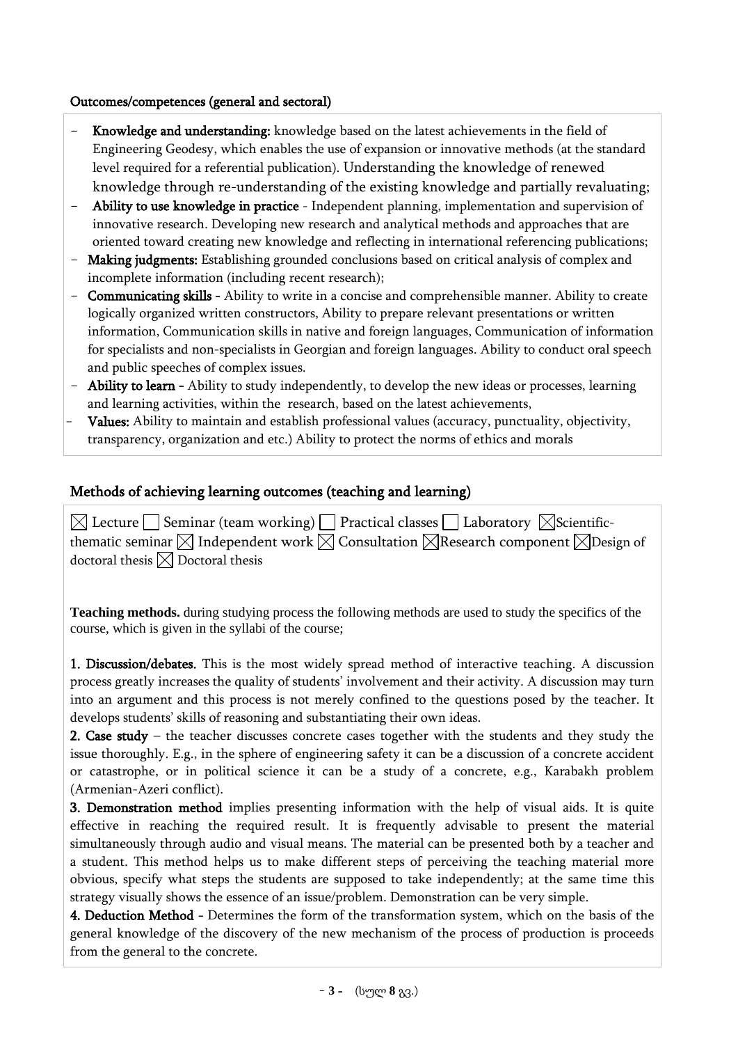### Outcomes/competences (general and sectoral)

- **Knowledge and understanding:** knowledge based on the latest achievements in the field of Engineering Geodesy, which enables the use of expansion or innovative methods (at the standard level required for a referential publication). Understanding the knowledge of renewed knowledge through re-understanding of the existing knowledge and partially revaluating;
- **Ability to use knowledge in practice** - Independent planning, implementation and supervision of innovative research. Developing new research and analytical methods and approaches that are oriented toward creating new knowledge and reflecting in international referencing publications;
- **Making judgments:** Establishing grounded conclusions based on critical analysis of complex and incomplete information (including recent research);
- **Communicating skills** - Ability to write in a concise and comprehensible manner. Ability to create logically organized written constructors, Ability to prepare relevant presentations or written information, Communication skills in native and foreign languages, Communication of information for specialists and non-specialists in Georgian and foreign languages. Ability to conduct oral speech and public speeches of complex issues.
- **Ability to learn** - Ability to study independently, to develop the new ideas or processes, learning and learning activities, within the research, based on the latest achievements,
- **Values:** Ability to maintain and establish professional values (accuracy, punctuality, objectivity, transparency, organization and etc.) Ability to protect the norms of ethics and morals

## Methods of achieving learning outcomes (teaching and learning)

☒ Lecture ☐ Seminar (team working) ☐ Practical classes ☐ Laboratory ☒Scientific-thematic seminar ☒ Independent work ☒ Consultation ☒Research component ☒Design of doctoral thesis ☒ Doctoral thesis

**Teaching methods.** during studying process the following methods are used to study the specifics of the course, which is given in the syllabi of the course;

**1. Discussion/debates.** This is the most widely spread method of interactive teaching. A discussion process greatly increases the quality of students' involvement and their activity. A discussion may turn into an argument and this process is not merely confined to the questions posed by the teacher. It develops students' skills of reasoning and substantiating their own ideas.

**2. Case study** – the teacher discusses concrete cases together with the students and they study the issue thoroughly. E.g., in the sphere of engineering safety it can be a discussion of a concrete accident or catastrophe, or in political science it can be a study of a concrete, e.g., Karabakh problem (Armenian-Azeri conflict).

**3. Demonstration method** implies presenting information with the help of visual aids. It is quite effective in reaching the required result. It is frequently advisable to present the material simultaneously through audio and visual means. The material can be presented both by a teacher and a student. This method helps us to make different steps of perceiving the teaching material more obvious, specify what steps the students are supposed to take independently; at the same time this strategy visually shows the essence of an issue/problem. Demonstration can be very simple.

**4. Deduction Method** - Determines the form of the transformation system, which on the basis of the general knowledge of the discovery of the new mechanism of the process of production is proceeds from the general to the concrete.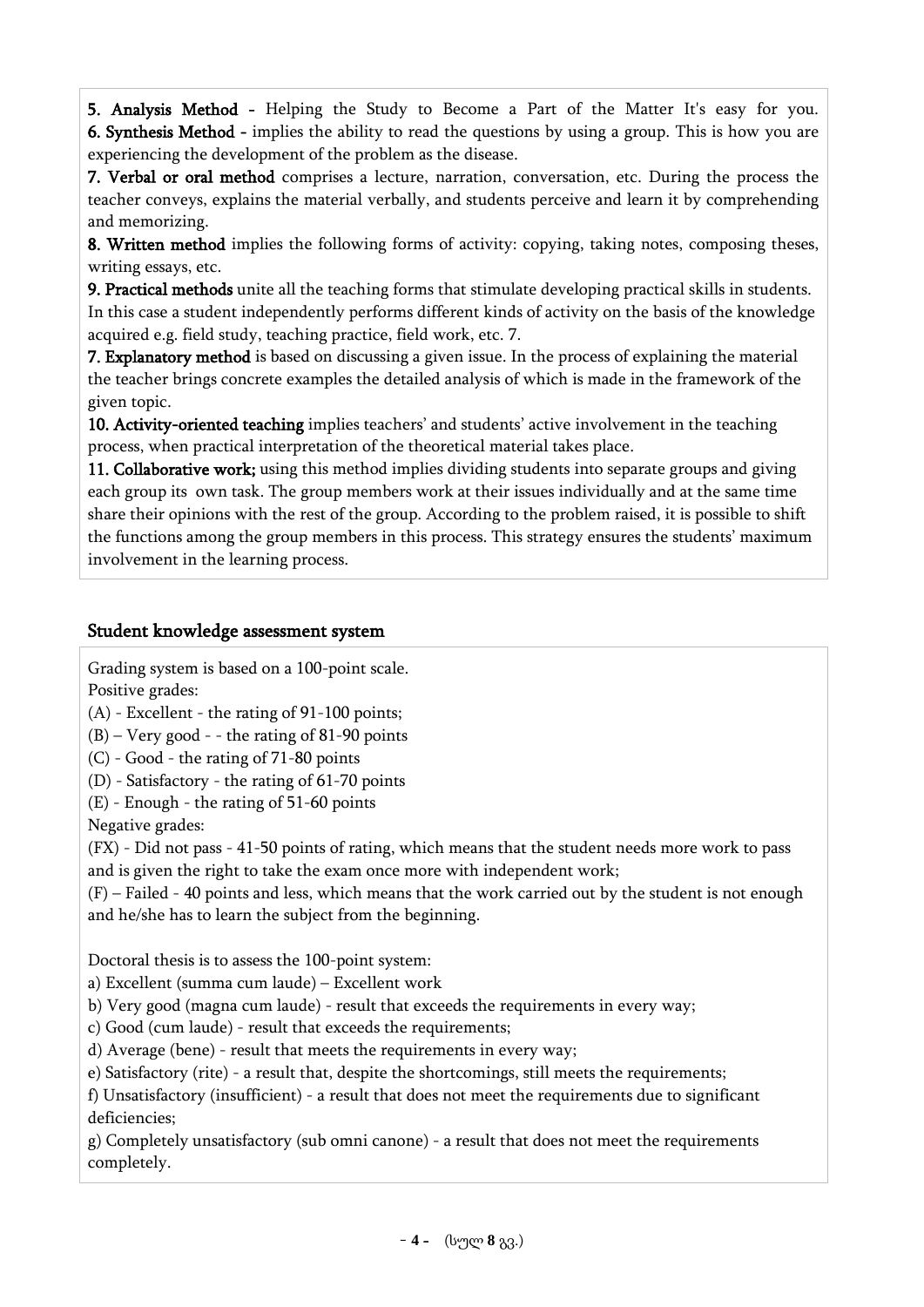**5. Analysis Method -** Helping the Study to Become a Part of the Matter It's easy for you.
**6. Synthesis Method -** implies the ability to read the questions by using a group. This is how you are experiencing the development of the problem as the disease.

**7. Verbal or oral method** comprises a lecture, narration, conversation, etc. During the process the teacher conveys, explains the material verbally, and students perceive and learn it by comprehending and memorizing.

**8. Written method** implies the following forms of activity: copying, taking notes, composing theses, writing essays, etc.

**9. Practical methods** unite all the teaching forms that stimulate developing practical skills in students. In this case a student independently performs different kinds of activity on the basis of the knowledge acquired e.g. field study, teaching practice, field work, etc. 7.

**7. Explanatory method** is based on discussing a given issue. In the process of explaining the material the teacher brings concrete examples the detailed analysis of which is made in the framework of the given topic.

**10. Activity-oriented teaching** implies teachers' and students' active involvement in the teaching process, when practical interpretation of the theoretical material takes place.

**11. Collaborative work;** using this method implies dividing students into separate groups and giving each group its own task. The group members work at their issues individually and at the same time share their opinions with the rest of the group. According to the problem raised, it is possible to shift the functions among the group members in this process. This strategy ensures the students' maximum involvement in the learning process.

## Student knowledge assessment system

Grading system is based on a 100-point scale.

Positive grades:

(A) - Excellent - the rating of 91-100 points;

(B) – Very good - - the rating of 81-90 points

(C) - Good - the rating of 71-80 points

(D) - Satisfactory - the rating of 61-70 points

(E) - Enough - the rating of 51-60 points

Negative grades:

(FX) - Did not pass - 41-50 points of rating, which means that the student needs more work to pass and is given the right to take the exam once more with independent work;

(F) – Failed - 40 points and less, which means that the work carried out by the student is not enough and he/she has to learn the subject from the beginning.

Doctoral thesis is to assess the 100-point system:

a) Excellent (summa cum laude) – Excellent work

b) Very good (magna cum laude) - result that exceeds the requirements in every way;

c) Good (cum laude) - result that exceeds the requirements;

d) Average (bene) - result that meets the requirements in every way;

e) Satisfactory (rite) - a result that, despite the shortcomings, still meets the requirements;

f) Unsatisfactory (insufficient) - a result that does not meet the requirements due to significant deficiencies;

g) Completely unsatisfactory (sub omni canone) - a result that does not meet the requirements completely.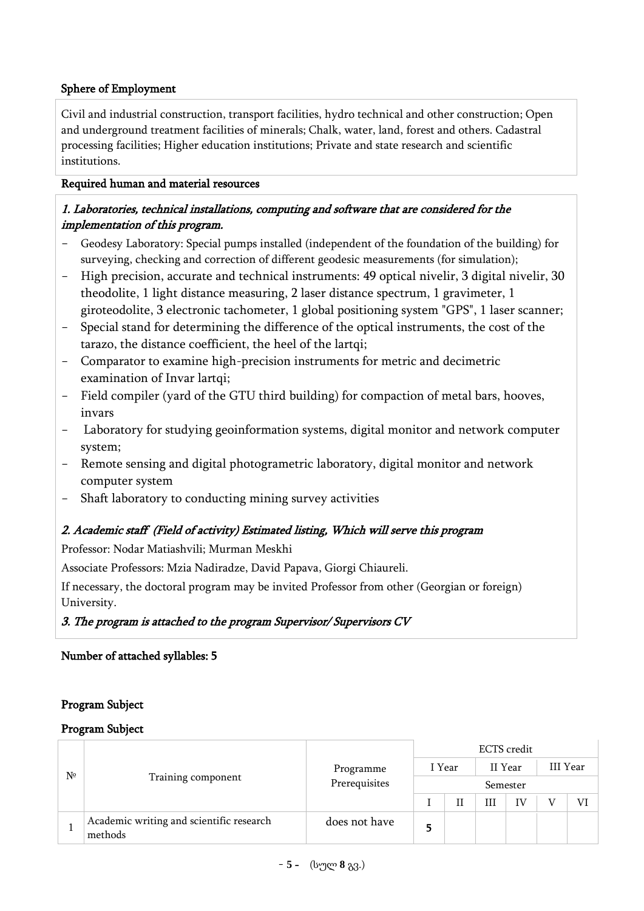**Sphere of Employment**

Civil and industrial construction, transport facilities, hydro technical and other construction; Open and underground treatment facilities of minerals; Chalk, water, land, forest and others. Cadastral processing facilities; Higher education institutions; Private and state research and scientific institutions.

**Required human and material resources**

***1. Laboratories, technical installations, computing and software that are considered for the implementation of this program.***

- Geodesy Laboratory: Special pumps installed (independent of the foundation of the building) for surveying, checking and correction of different geodesic measurements (for simulation);
- High precision, accurate and technical instruments: 49 optical nivelir, 3 digital nivelir, 30 theodolite, 1 light distance measuring, 2 laser distance spectrum, 1 gravimeter, 1 giroteodolite, 3 electronic tachometer, 1 global positioning system "GPS", 1 laser scanner;
- Special stand for determining the difference of the optical instruments, the cost of the tarazo, the distance coefficient, the heel of the lartqi;
- Comparator to examine high-precision instruments for metric and decimetric examination of Invar lartqi;
- Field compiler (yard of the GTU third building) for compaction of metal bars, hooves, invars
- Laboratory for studying geoinformation systems, digital monitor and network computer system;
- Remote sensing and digital photogrametric laboratory, digital monitor and network computer system
- Shaft laboratory to conducting mining survey activities

***2. Academic staff (Field of activity) Estimated listing, Which will serve this program***

Professor: Nodar Matiashvili; Murman Meskhi

Associate Professors: Mzia Nadiradze, David Papava, Giorgi Chiaureli.

If necessary, the doctoral program may be invited Professor from other (Georgian or foreign) University.

***3. The program is attached to the program Supervisor/ Supervisors CV***

**Number of attached syllables: 5**

**Program Subject**

**Program Subject**

| № | Training component | Programme Prerequisites | ECTS credit | | | | | |
|---|---|---|---|---|---|---|---|---|
| | | | I Year | | II Year | | III Year | |
| | | | Semester | | | | | |
| | | | I | II | III | IV | V | VI |
| 1 | Academic writing and scientific research methods | does not have | **5** | | | | | |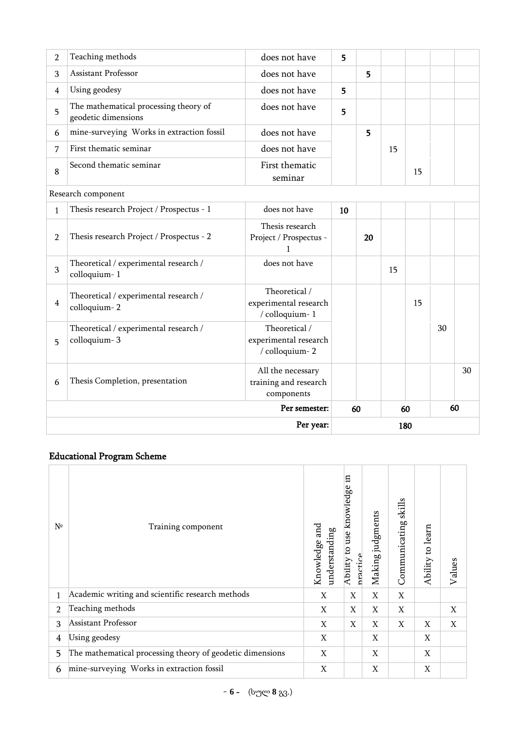| | | | | | | | | |
|---|---|---|---|---|---|---|---|---|
| 2 | Teaching methods | does not have | 5 | | | | | |
| 3 | Assistant Professor | does not have | | 5 | | | | |
| 4 | Using geodesy | does not have | 5 | | | | | |
| 5 | The mathematical processing theory of geodetic dimensions | does not have | 5 | | | | | |
| 6 | mine-surveying Works in extraction fossil | does not have | | 5 | | | | |
| 7 | First thematic seminar | does not have | | | 15 | | | |
| 8 | Second thematic seminar | First thematic seminar | | | | 15 | | |
| Research component | | | | | | | | |
| 1 | Thesis research Project / Prospectus - 1 | does not have | 10 | | | | | |
| 2 | Thesis research Project / Prospectus - 2 | Thesis research Project / Prospectus - 1 | | 20 | | | | |
| 3 | Theoretical / experimental research / colloquium- 1 | does not have | | | 15 | | | |
| 4 | Theoretical / experimental research / colloquium- 2 | Theoretical / experimental research / colloquium- 1 | | | | 15 | | |
| 5 | Theoretical / experimental research / colloquium- 3 | Theoretical / experimental research / colloquium- 2 | | | | | 30 | |
| 6 | Thesis Completion, presentation | All the necessary training and research components | | | | | | 30 |
| | | **Per semester:** | **60** | | **60** | | **60** | |
| | | **Per year:** | **180** | | | | | |

## Educational Program Scheme

| № | Training component | Knowledge and understanding | Ability to use knowledge in practice | Making judgments | Communicating skills | Ability to learn | Values |
|---|---|---|---|---|---|---|---|
| 1 | Academic writing and scientific research methods | X | X | X | X | | |
| 2 | Teaching methods | X | X | X | X | | X |
| 3 | Assistant Professor | X | X | X | X | X | X |
| 4 | Using geodesy | X | | X | | X | |
| 5 | The mathematical processing theory of geodetic dimensions | X | | X | | X | |
| 6 | mine-surveying Works in extraction fossil | X | | X | | X | |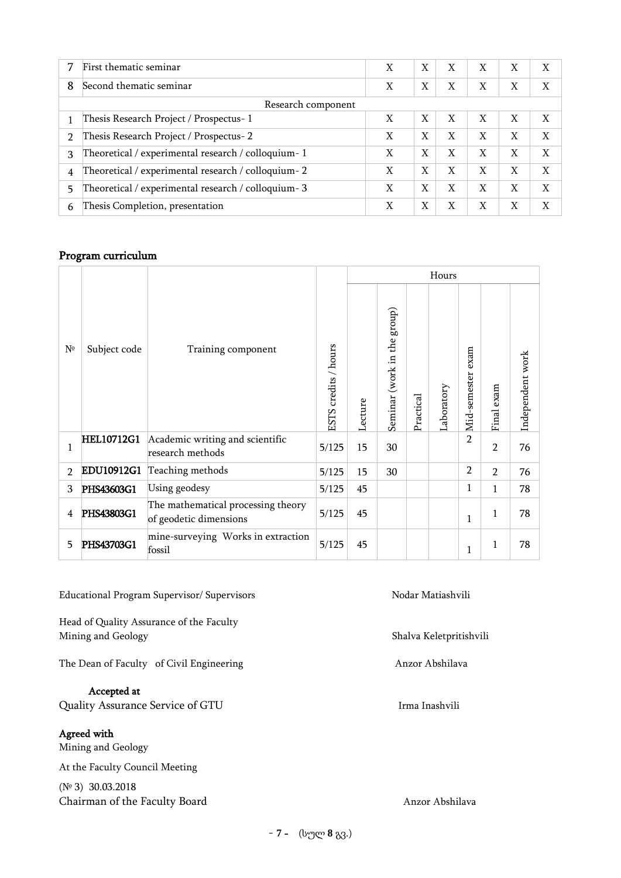| | | | | | | | |
|---|---|---|---|---|---|---|---|
| 7 | First thematic seminar | X | X | X | X | X | X |
| 8 | Second thematic seminar | X | X | X | X | X | X |
| | Research component | | | | | | |
| 1 | Thesis Research Project / Prospectus- 1 | X | X | X | X | X | X |
| 2 | Thesis Research Project / Prospectus- 2 | X | X | X | X | X | X |
| 3 | Theoretical / experimental research / colloquium- 1 | X | X | X | X | X | X |
| 4 | Theoretical / experimental research / colloquium- 2 | X | X | X | X | X | X |
| 5 | Theoretical / experimental research / colloquium- 3 | X | X | X | X | X | X |
| 6 | Thesis Completion, presentation | X | X | X | X | X | X |

## Program curriculum

| № | Subject code | Training component | ESTS credits / hours | Hours | | | | | | |
|---|---|---|---|---|---|---|---|---|---|---|
| | | | | Lecture | Seminar (work in the group) | Practical | Laboratory | Mid-semester exam | Final exam | Independent work |
| 1 | **HEL10712G1** | Academic writing and scientific research methods | 5/125 | 15 | 30 | | | 2 | 2 | 76 |
| 2 | **EDU10912G1** | Teaching methods | 5/125 | 15 | 30 | | | 2 | 2 | 76 |
| 3 | **PHS43603G1** | Using geodesy | 5/125 | 45 | | | | 1 | 1 | 78 |
| 4 | **PHS43803G1** | The mathematical processing theory of geodetic dimensions | 5/125 | 45 | | | | 1 | 1 | 78 |
| 5 | **PHS43703G1** | mine-surveying Works in extraction fossil | 5/125 | 45 | | | | 1 | 1 | 78 |

Educational Program Supervisor/ Supervisors — Nodar Matiashvili

Head of Quality Assurance of the Faculty Mining and Geology — Shalva Keletpritishvili

The Dean of Faculty of Civil Engineering — Anzor Abshilava

**Accepted at**
Quality Assurance Service of GTU — Irma Inashvili

**Agreed with**
Mining and Geology

At the Faculty Council Meeting

(№ 3) 30.03.2018
Chairman of the Faculty Board — Anzor Abshilava